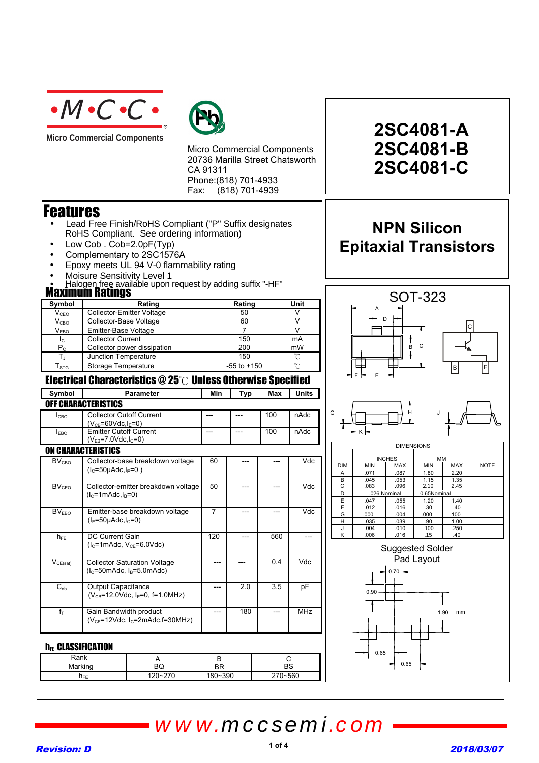# M·C·C

Micro Commercial Components

Micro Commercial Components
20736 Marilla Street Chatsworth
CA 91311
Phone:(818) 701-4933
Fax: (818) 701-4939

# 2SC4081-A
# 2SC4081-B
# 2SC4081-C

## NPN Silicon Epitaxial Transistors

## Features

- Lead Free Finish/RoHS Compliant ("P" Suffix designates RoHS Compliant. See ordering information)
- Low Cob . Cob=2.0pF(Typ)
- Complementary to 2SC1576A
- Epoxy meets UL 94 V-0 flammability rating
- Moisure Sensitivity Level 1
- Halogen free available upon request by adding suffix "-HF"

## Maximum Ratings

| Symbol | Rating | Rating | Unit |
|---|---|---|---|
| $V_{CEO}$ | Collector-Emitter Voltage | 50 | V |
| $V_{CBO}$ | Collector-Base Voltage | 60 | V |
| $V_{EBO}$ | Emitter-Base Voltage | 7 | V |
| $I_C$ | Collector Current | 150 | mA |
| $P_C$ | Collector power dissipation | 200 | mW |
| $T_J$ | Junction Temperature | 150 | ℃ |
| $T_{STG}$ | Storage Temperature | -55 to +150 | ℃ |

## Electrical Characteristics @ 25℃ Unless Otherwise Specified

| Symbol | Parameter | Min | Typ | Max | Units |
|---|---|---|---|---|---|
| **OFF CHARACTERISTICS** | | | | | |
| $I_{CBO}$ | Collector Cutoff Current ($V_{CB}$=60Vdc,$I_E$=0) | --- | --- | 100 | nAdc |
| $I_{EBO}$ | Emitter Cutoff Current ($V_{EB}$=7.0Vdc,$I_C$=0) | --- | --- | 100 | nAdc |
| **ON CHARACTERISTICS** | | | | | |
| $BV_{CBO}$ | Collector-base breakdown voltage ($I_C$=50μAdc,$I_E$=0 ) | 60 | --- | --- | Vdc |
| $BV_{CEO}$ | Collector-emitter breakdown voltage ($I_C$=1mAdc,$I_B$=0) | 50 | --- | --- | Vdc |
| $BV_{EBO}$ | Emitter-base breakdown voltage ($I_E$=50μAdc,$I_C$=0) | 7 | --- | --- | Vdc |
| $h_{FE}$ | DC Current Gain ($I_C$=1mAdc, $V_{CE}$=6.0Vdc) | 120 | --- | 560 | --- |
| $V_{CE(sat)}$ | Collector Saturation Voltage ($I_C$=50mAdc, $I_B$=5.0mAdc) | --- | --- | 0.4 | Vdc |
| $C_{ob}$ | Output Capacitance ($V_{CB}$=12.0Vdc, $I_E$=0, f=1.0MHz) | --- | 2.0 | 3.5 | pF |
| $f_T$ | Gain Bandwidth product ($V_{CE}$=12Vdc, $I_C$=2mAdc,f=30MHz) | --- | 180 | --- | MHz |

## $h_{FE}$ CLASSIFICATION

| Rank | A | B | C |
|---|---|---|---|
| Marking | BQ | BR | BS |
| $h_{FE}$ | 120~270 | 180~390 | 270~560 |

## SOT-323

| DIM | INCHES MIN | INCHES MAX | MM MIN | MM MAX | NOTE |
|---|---|---|---|---|---|
| A | .071 | .087 | 1.80 | 2.20 | |
| B | .045 | .053 | 1.15 | 1.35 | |
| C | .083 | .096 | 2.10 | 2.45 | |
| D | .026 Nominal | | 0.65Nominal | | |
| E | .047 | .055 | 1.20 | 1.40 | |
| F | .012 | .016 | .30 | .40 | |
| G | .000 | .004 | .000 | .100 | |
| H | .035 | .039 | .90 | 1.00 | |
| J | .004 | .010 | .100 | .250 | |
| K | .006 | .016 | .15 | .40 | |

Suggested Solder Pad Layout

0.70, 0.90, 1.90 mm, 0.65, 0.65

www.mccsemi.com

Revision: D 2018/03/07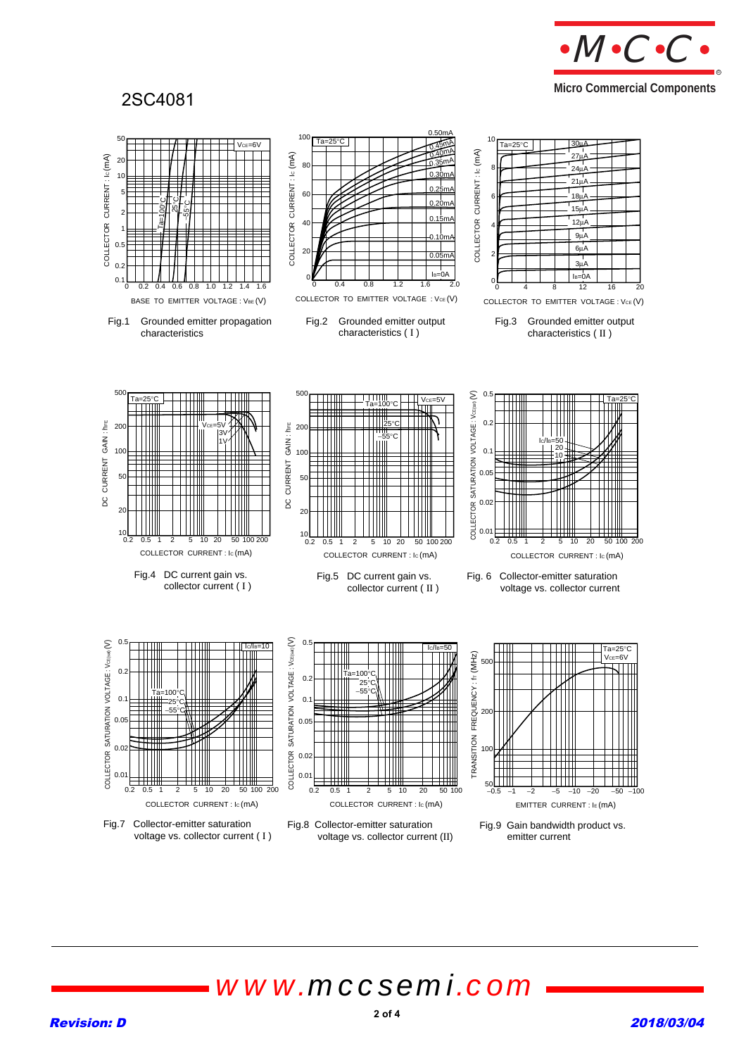2SC4081

Fig.1 Grounded emitter propagation characteristics

Fig.2 Grounded emitter output characteristics ( I )

Fig.3 Grounded emitter output characteristics ( II )

Fig.4 DC current gain vs. collector current ( I )

Fig.5 DC current gain vs. collector current ( II )

Fig. 6 Collector-emitter saturation voltage vs. collector current

Fig.7 Collector-emitter saturation voltage vs. collector current ( I )

Fig.8 Collector-emitter saturation voltage vs. collector current (II)

Fig.9 Gain bandwidth product vs. emitter current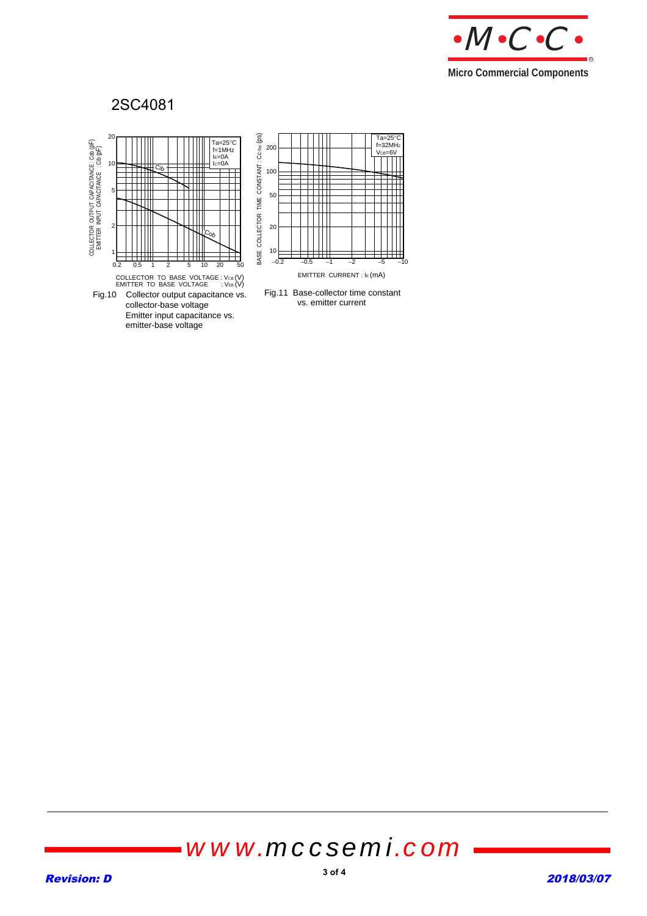# 2SC4081

Fig.10 Collector output capacitance vs. collector-base voltage
Emitter input capacitance vs. emitter-base voltage

Fig.11 Base-collector time constant vs. emitter current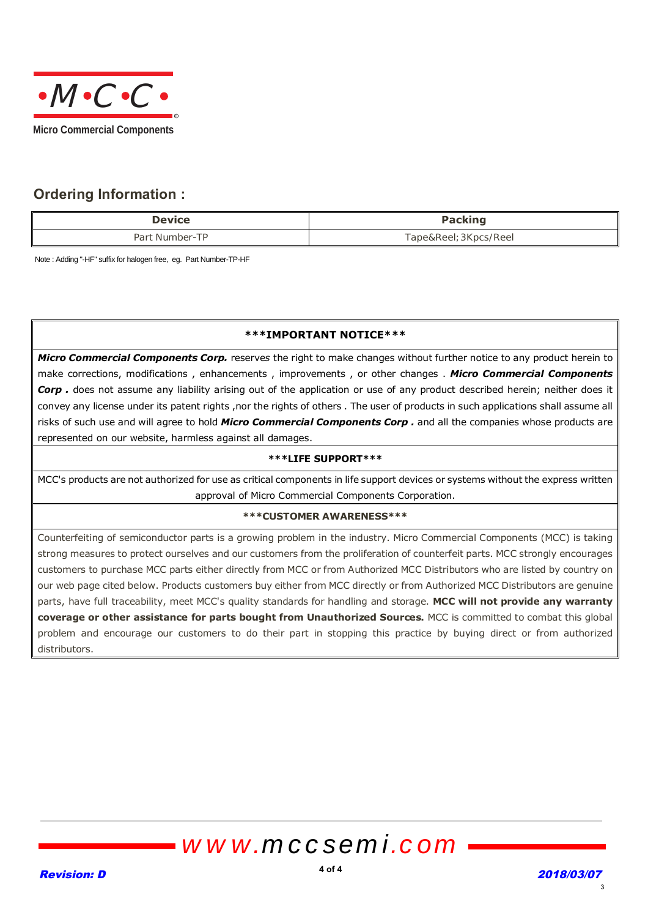Micro Commercial Components

## Ordering Information :

| Device | Packing |
|---|---|
| Part Number-TP | Tape&Reel; 3Kpcs/Reel |

Note : Adding "-HF" suffix for halogen free, eg. Part Number-TP-HF

**\*\*\*IMPORTANT NOTICE\*\*\***

***Micro Commercial Components Corp.*** reserves the right to make changes without further notice to any product herein to make corrections, modifications , enhancements , improvements , or other changes . ***Micro Commercial Components Corp .*** does not assume any liability arising out of the application or use of any product described herein; neither does it convey any license under its patent rights ,nor the rights of others . The user of products in such applications shall assume all risks of such use and will agree to hold ***Micro Commercial Components Corp .*** and all the companies whose products are represented on our website, harmless against all damages.

**\*\*\*LIFE SUPPORT\*\*\***

MCC's products are not authorized for use as critical components in life support devices or systems without the express written approval of Micro Commercial Components Corporation.

**\*\*\*CUSTOMER AWARENESS\*\*\***

Counterfeiting of semiconductor parts is a growing problem in the industry. Micro Commercial Components (MCC) is taking strong measures to protect ourselves and our customers from the proliferation of counterfeit parts. MCC strongly encourages customers to purchase MCC parts either directly from MCC or from Authorized MCC Distributors who are listed by country on our web page cited below. Products customers buy either from MCC directly or from Authorized MCC Distributors are genuine parts, have full traceability, meet MCC's quality standards for handling and storage. **MCC will not provide any warranty coverage or other assistance for parts bought from Unauthorized Sources.** MCC is committed to combat this global problem and encourage our customers to do their part in stopping this practice by buying direct or from authorized distributors.